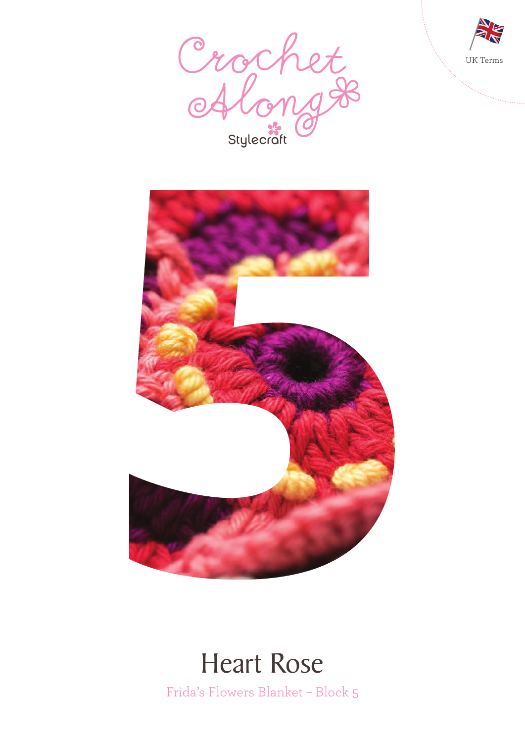Crochet Along

Stylecraft

UK Terms

5

# Heart Rose

Frida's Flowers Blanket – Block 5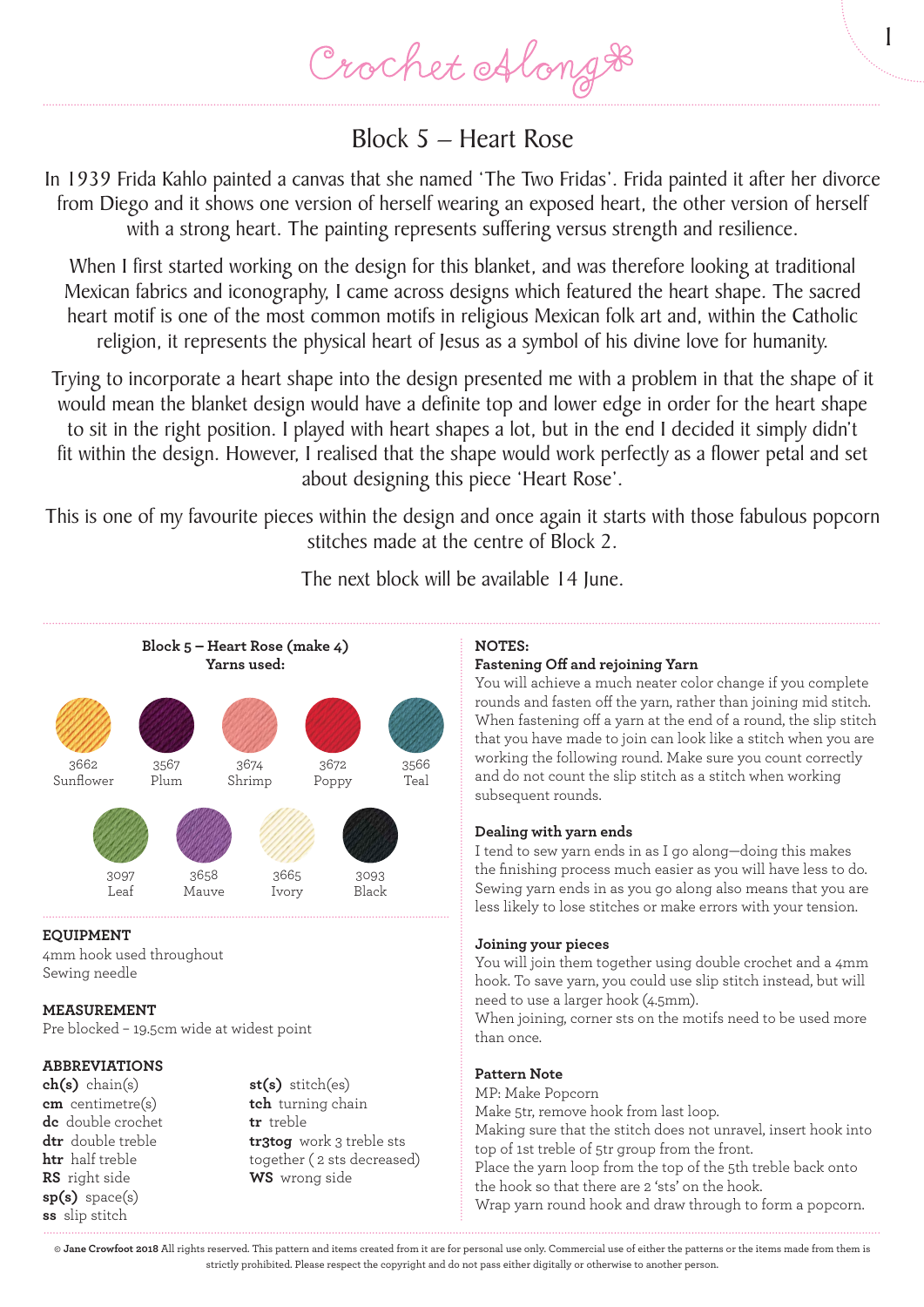# Block 5 – Heart Rose

In 1939 Frida Kahlo painted a canvas that she named 'The Two Fridas'. Frida painted it after her divorce from Diego and it shows one version of herself wearing an exposed heart, the other version of herself with a strong heart. The painting represents suffering versus strength and resilience.

When I first started working on the design for this blanket, and was therefore looking at traditional Mexican fabrics and iconography, I came across designs which featured the heart shape. The sacred heart motif is one of the most common motifs in religious Mexican folk art and, within the Catholic religion, it represents the physical heart of Jesus as a symbol of his divine love for humanity.

Trying to incorporate a heart shape into the design presented me with a problem in that the shape of it would mean the blanket design would have a definite top and lower edge in order for the heart shape to sit in the right position. I played with heart shapes a lot, but in the end I decided it simply didn't fit within the design. However, I realised that the shape would work perfectly as a flower petal and set about designing this piece 'Heart Rose'.

This is one of my favourite pieces within the design and once again it starts with those fabulous popcorn stitches made at the centre of Block 2.

The next block will be available 14 June.

**Block 5 – Heart Rose (make 4)**
**Yarns used:**

- 3662 Sunflower
- 3567 Plum
- 3674 Shrimp
- 3672 Poppy
- 3566 Teal
- 3097 Leaf
- 3658 Mauve
- 3665 Ivory
- 3093 Black

**EQUIPMENT**
4mm hook used throughout
Sewing needle

**MEASUREMENT**
Pre blocked – 19.5cm wide at widest point

**ABBREVIATIONS**
**ch(s)** chain(s)
**cm** centimetre(s)
**dc** double crochet
**dtr** double treble
**htr** half treble
**RS** right side
**sp(s)** space(s)
**ss** slip stitch
**st(s)** stitch(es)
**tch** turning chain
**tr** treble
**tr3tog** work 3 treble sts together ( 2 sts decreased)
**WS** wrong side

**NOTES:**

**Fastening Off and rejoining Yarn**
You will achieve a much neater color change if you complete rounds and fasten off the yarn, rather than joining mid stitch. When fastening off a yarn at the end of a round, the slip stitch that you have made to join can look like a stitch when you are working the following round. Make sure you count correctly and do not count the slip stitch as a stitch when working subsequent rounds.

**Dealing with yarn ends**
I tend to sew yarn ends in as I go along—doing this makes the finishing process much easier as you will have less to do. Sewing yarn ends in as you go along also means that you are less likely to lose stitches or make errors with your tension.

**Joining your pieces**
You will join them together using double crochet and a 4mm hook. To save yarn, you could use slip stitch instead, but will need to use a larger hook (4.5mm).
When joining, corner sts on the motifs need to be used more than once.

**Pattern Note**
MP: Make Popcorn
Make 5tr, remove hook from last loop.
Making sure that the stitch does not unravel, insert hook into top of 1st treble of 5tr group from the front.
Place the yarn loop from the top of the 5th treble back onto the hook so that there are 2 'sts' on the hook.
Wrap yarn round hook and draw through to form a popcorn.

© **Jane Crowfoot 2018** All rights reserved. This pattern and items created from it are for personal use only. Commercial use of either the patterns or the items made from them is strictly prohibited. Please respect the copyright and do not pass either digitally or otherwise to another person.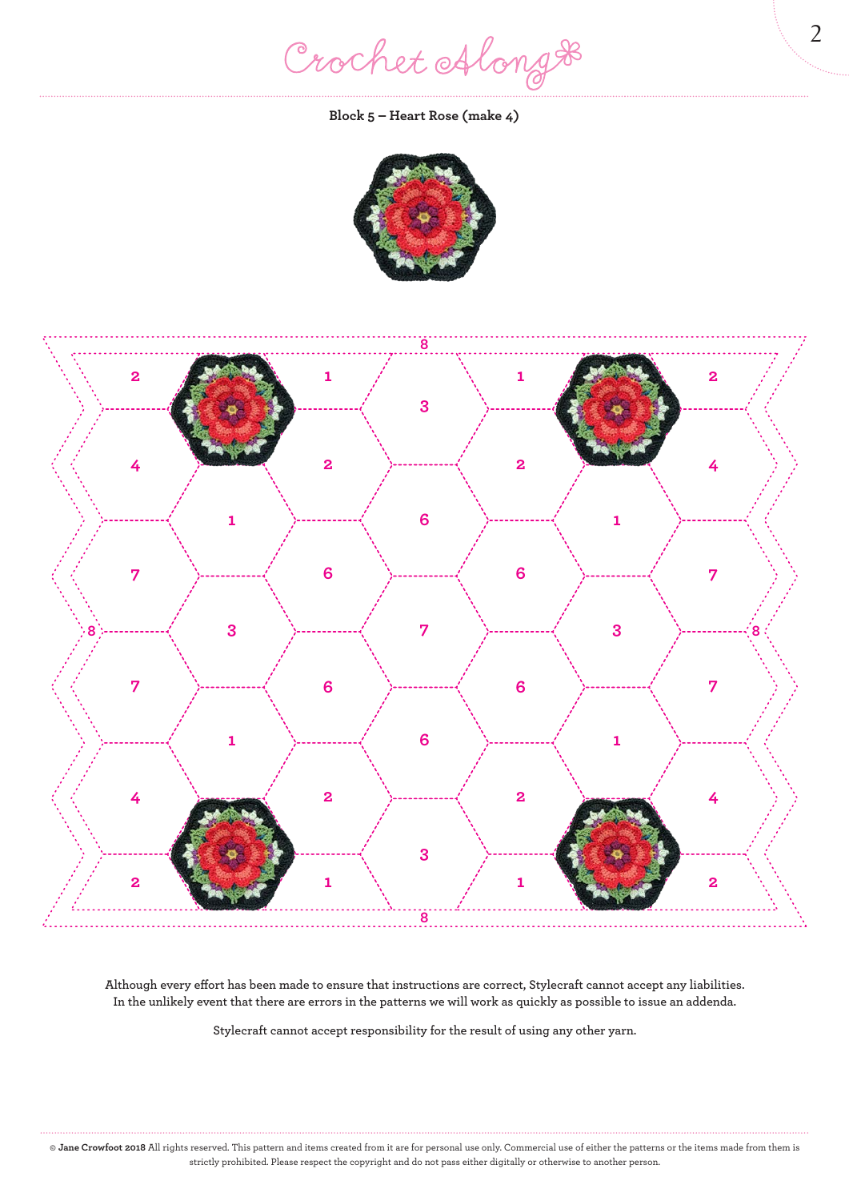### Block 5 – Heart Rose (make 4)

Although every effort has been made to ensure that instructions are correct, Stylecraft cannot accept any liabilities. In the unlikely event that there are errors in the patterns we will work as quickly as possible to issue an addenda.

Stylecraft cannot accept responsibility for the result of using any other yarn.

© **Jane Crowfoot 2018** All rights reserved. This pattern and items created from it are for personal use only. Commercial use of either the patterns or the items made from them is strictly prohibited. Please respect the copyright and do not pass either digitally or otherwise to another person.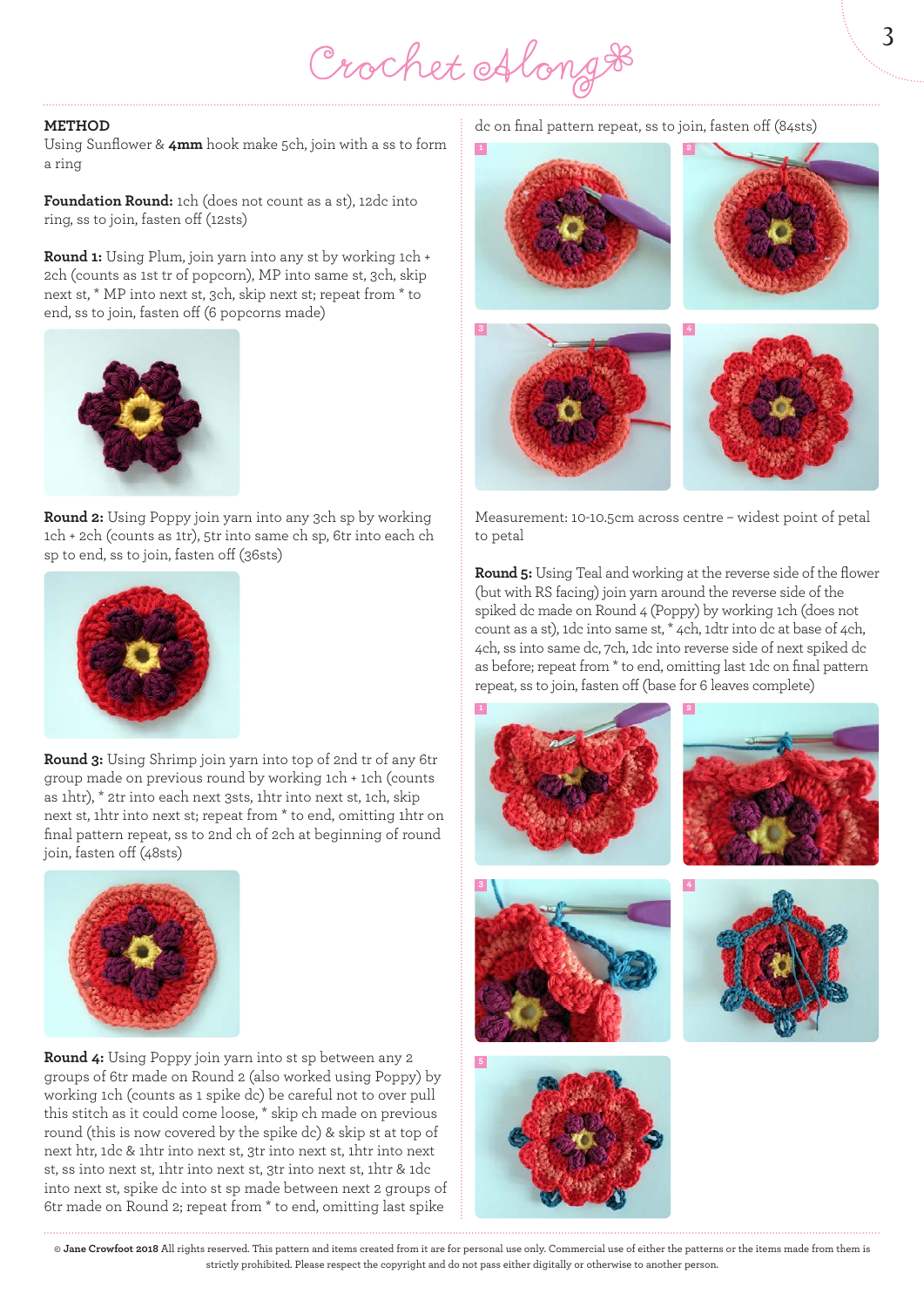## METHOD

Using Sunflower & **4mm** hook make 5ch, join with a ss to form a ring

**Foundation Round:** 1ch (does not count as a st), 12dc into ring, ss to join, fasten off (12sts)

**Round 1:** Using Plum, join yarn into any st by working 1ch + 2ch (counts as 1st tr of popcorn), MP into same st, 3ch, skip next st, * MP into next st, 3ch, skip next st; repeat from * to end, ss to join, fasten off (6 popcorns made)

**Round 2:** Using Poppy join yarn into any 3ch sp by working 1ch + 2ch (counts as 1tr), 5tr into same ch sp, 6tr into each ch sp to end, ss to join, fasten off (36sts)

**Round 3:** Using Shrimp join yarn into top of 2nd tr of any 6tr group made on previous round by working 1ch + 1ch (counts as 1htr), * 2tr into each next 3sts, 1htr into next st, 1ch, skip next st, 1htr into next st; repeat from * to end, omitting 1htr on final pattern repeat, ss to 2nd ch of 2ch at beginning of round join, fasten off (48sts)

**Round 4:** Using Poppy join yarn into st sp between any 2 groups of 6tr made on Round 2 (also worked using Poppy) by working 1ch (counts as 1 spike dc) be careful not to over pull this stitch as it could come loose, * skip ch made on previous round (this is now covered by the spike dc) & skip st at top of next htr, 1dc & 1htr into next st, 3tr into next st, 1htr into next st, ss into next st, 1htr into next st, 3tr into next st, 1htr & 1dc into next st, spike dc into st sp made between next 2 groups of 6tr made on Round 2; repeat from * to end, omitting last spike dc on final pattern repeat, ss to join, fasten off (84sts)

Measurement: 10-10.5cm across centre – widest point of petal to petal

**Round 5:** Using Teal and working at the reverse side of the flower (but with RS facing) join yarn around the reverse side of the spiked dc made on Round 4 (Poppy) by working 1ch (does not count as a st), 1dc into same st, * 4ch, 1dtr into dc at base of 4ch, 4ch, ss into same dc, 7ch, 1dc into reverse side of next spiked dc as before; repeat from * to end, omitting last 1dc on final pattern repeat, ss to join, fasten off (base for 6 leaves complete)

© **Jane Crowfoot 2018** All rights reserved. This pattern and items created from it are for personal use only. Commercial use of either the patterns or the items made from them is strictly prohibited. Please respect the copyright and do not pass either digitally or otherwise to another person.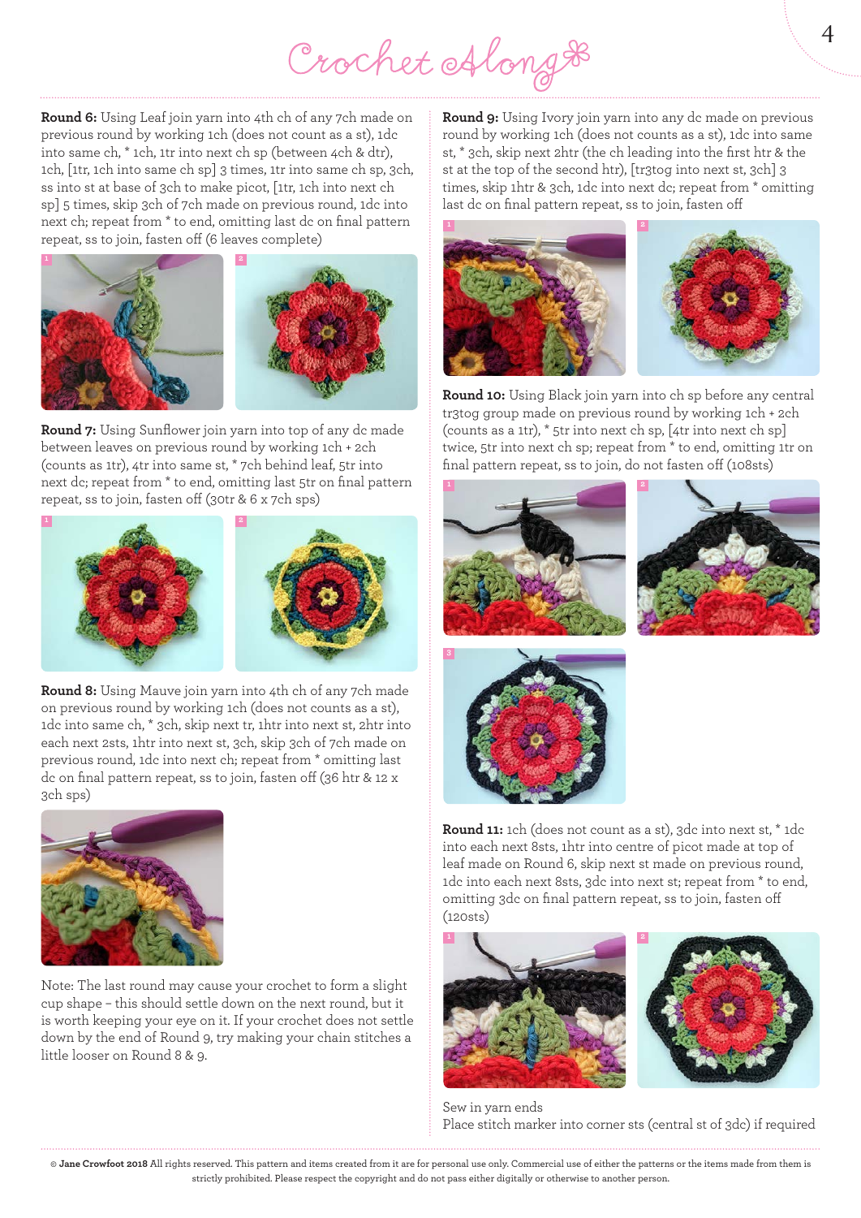**Round 6:** Using Leaf join yarn into 4th ch of any 7ch made on previous round by working 1ch (does not count as a st), 1dc into same ch, * 1ch, 1tr into next ch sp (between 4ch & dtr), 1ch, [1tr, 1ch into same ch sp] 3 times, 1tr into same ch sp, 3ch, ss into st at base of 3ch to make picot, [1tr, 1ch into next ch sp] 5 times, skip 3ch of 7ch made on previous round, 1dc into next ch; repeat from * to end, omitting last dc on final pattern repeat, ss to join, fasten off (6 leaves complete)

**Round 7:** Using Sunflower join yarn into top of any dc made between leaves on previous round by working 1ch + 2ch (counts as 1tr), 4tr into same st, * 7ch behind leaf, 5tr into next dc; repeat from * to end, omitting last 5tr on final pattern repeat, ss to join, fasten off (30tr & 6 x 7ch sps)

**Round 8:** Using Mauve join yarn into 4th ch of any 7ch made on previous round by working 1ch (does not count as a st), 1dc into same ch, * 3ch, skip next tr, 1htr into next st, 2htr into each next 2sts, 1htr into next st, 3ch, skip 3ch of 7ch made on previous round, 1dc into next ch; repeat from * omitting last dc on final pattern repeat, ss to join, fasten off (36 htr & 12 x 3ch sps)

Note: The last round may cause your crochet to form a slight cup shape – this should settle down on the next round, but it is worth keeping your eye on it. If your crochet does not settle down by the end of Round 9, try making your chain stitches a little looser on Round 8 & 9.

**Round 9:** Using Ivory join yarn into any dc made on previous round by working 1ch (does not counts as a st), 1dc into same st, * 3ch, skip next 2htr (the ch leading into the first htr & the st at the top of the second htr), [tr3tog into next st, 3ch] 3 times, skip 1htr & 3ch, 1dc into next dc; repeat from * omitting last dc on final pattern repeat, ss to join, fasten off

**Round 10:** Using Black join yarn into ch sp before any central tr3tog group made on previous round by working 1ch + 2ch (counts as a 1tr), * 5tr into next ch sp, [4tr into next ch sp] twice, 5tr into next ch sp; repeat from * to end, omitting 1tr on final pattern repeat, ss to join, do not fasten off (108sts)

**Round 11:** 1ch (does not count as a st), 3dc into next st, * 1dc into each next 8sts, 1htr into centre of picot made at top of leaf made on Round 6, skip next st made on previous round, 1dc into each next 8sts, 3dc into next st; repeat from * to end, omitting 3dc on final pattern repeat, ss to join, fasten off (120sts)

Sew in yarn ends

Place stitch marker into corner sts (central st of 3dc) if required

© **Jane Crowfoot 2018** All rights reserved. This pattern and items created from it are for personal use only. Commercial use of either the patterns or the items made from them is strictly prohibited. Please respect the copyright and do not pass either digitally or otherwise to another person.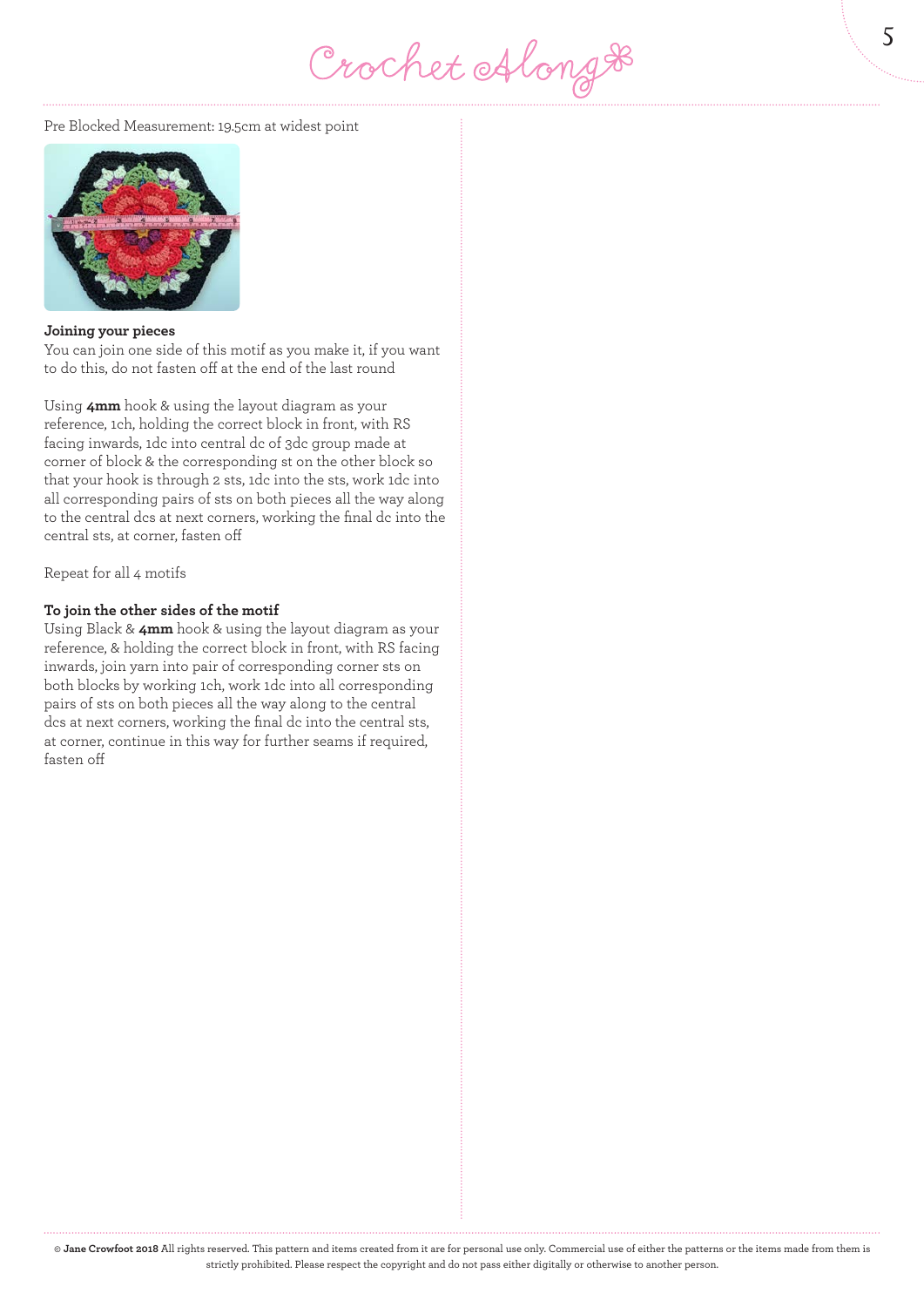Pre Blocked Measurement: 19.5cm at widest point

**Joining your pieces**

You can join one side of this motif as you make it, if you want to do this, do not fasten off at the end of the last round

Using **4mm** hook & using the layout diagram as your reference, 1ch, holding the correct block in front, with RS facing inwards, 1dc into central dc of 3dc group made at corner of block & the corresponding st on the other block so that your hook is through 2 sts, 1dc into the sts, work 1dc into all corresponding pairs of sts on both pieces all the way along to the central dcs at next corners, working the final dc into the central sts, at corner, fasten off

Repeat for all 4 motifs

**To join the other sides of the motif**

Using Black & **4mm** hook & using the layout diagram as your reference, & holding the correct block in front, with RS facing inwards, join yarn into pair of corresponding corner sts on both blocks by working 1ch, work 1dc into all corresponding pairs of sts on both pieces all the way along to the central dcs at next corners, working the final dc into the central sts, at corner, continue in this way for further seams if required, fasten off

© **Jane Crowfoot 2018** All rights reserved. This pattern and items created from it are for personal use only. Commercial use of either the patterns or the items made from them is strictly prohibited. Please respect the copyright and do not pass either digitally or otherwise to another person.